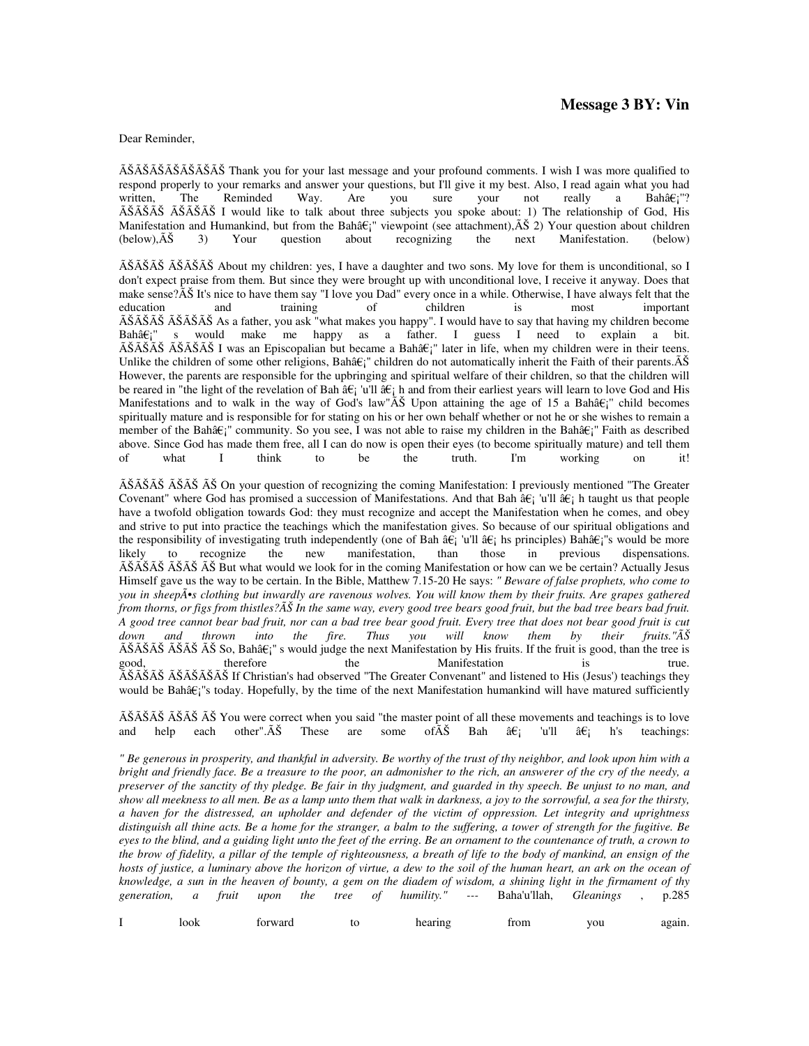## Message 3 BY: Vin

Dear Reminder,

ÃŠÃŠÃŠÃŠÃŠÃŠÃŠÃŠ Thank you for your last message and your profound comments. I wish I was more qualified to respond properly to your remarks and answer your questions, but I'll give it my best. Also, I read again what you had written, The Reminded Way. Are you sure your not really a Bahâ€¡"? ÃŠÃŠÃŠ ÃŠÃŠÃŠ I would like to talk about three subjects you spoke about: 1) The relationship of God, His Manifestation and Humankind, but from the Bahâ€¡" viewpoint (see attachment),ÃŠ 2) Your question about children (below),ÃŠ 3) Your question about recognizing the next Manifestation. (below)

ÃŠÃŠÃŠ ÃŠÃŠÃŠ About my children: yes, I have a daughter and two sons. My love for them is unconditional, so I don't expect praise from them. But since they were brought up with unconditional love, I receive it anyway. Does that make sense?ÃŠ It's nice to have them say "I love you Dad" every once in a while. Otherwise, I have always felt that the education and training of children is most important
ÃŠÃŠÃŠ ÃŠÃŠÃŠ As a father, you ask "what makes you happy". I would have to say that having my children become Bahâ€¡" s would make me happy as a father. I guess I need to explain a bit.
ÃŠÃŠÃŠ ÃŠÃŠÃŠ I was an Episcopalian but became a Bahâ€¡" later in life, when my children were in their teens. Unlike the children of some other religions, Bahâ€¡" children do not automatically inherit the Faith of their parents.ÃŠ However, the parents are responsible for the upbringing and spiritual welfare of their children, so that the children will be reared in "the light of the revelation of Bah â€¡ 'u'll â€¡ h and from their earliest years will learn to love God and His Manifestations and to walk in the way of God's law"ÃŠ Upon attaining the age of 15 a Bahâ€¡" child becomes spiritually mature and is responsible for for stating on his or her own behalf whether or not he or she wishes to remain a member of the Bahâ€¡" community. So you see, I was not able to raise my children in the Bahâ€¡" Faith as described above. Since God has made them free, all I can do now is open their eyes (to become spiritually mature) and tell them of what I think to be the truth. I'm working on it!

ÃŠÃŠÃŠ ÃŠÃŠ ÃŠ On your question of recognizing the coming Manifestation: I previously mentioned "The Greater Covenant" where God has promised a succession of Manifestations. And that Bah â€¡ 'u'll â€¡ h taught us that people have a twofold obligation towards God: they must recognize and accept the Manifestation when he comes, and obey and strive to put into practice the teachings which the manifestation gives. So because of our spiritual obligations and the responsibility of investigating truth independently (one of Bah â€¡ 'u'll â€¡ hs principles) Bahâ€¡"s would be more likely to recognize the new manifestation, than those in previous dispensations.
ÃŠÃŠÃŠ ÃŠÃŠ ÃŠ But what would we look for in the coming Manifestation or how can we be certain? Actually Jesus Himself gave us the way to be certain. In the Bible, Matthew 7.15-20 He says: *" Beware of false prophets, who come to you in sheepÃ•s clothing but inwardly are ravenous wolves. You will know them by their fruits. Are grapes gathered from thorns, or figs from thistles?ÃŠ In the same way, every good tree bears good fruit, but the bad tree bears bad fruit. A good tree cannot bear bad fruit, nor can a bad tree bear good fruit. Every tree that does not bear good fruit is cut down and thrown into the fire. Thus you will know them by their fruits."ÃŠ*
ÃŠÃŠÃŠ ÃŠÃŠ ÃŠ So, Bahâ€¡" s would judge the next Manifestation by His fruits. If the fruit is good, than the tree is good, therefore the Manifestation is true.
ÃŠÃŠÃŠ ÃŠÃŠÃŠÃŠÃŠ If Christian's had observed "The Greater Covenant" and listened to His (Jesus') teachings they would be Bahâ€¡"s today. Hopefully, by the time of the next Manifestation humankind will have matured sufficiently

ÃŠÃŠÃŠ ÃŠÃŠ ÃŠ You were correct when you said "the master point of all these movements and teachings is to love and help each other".ÃŠ These are some ofÃŠ Bah â€¡ 'u'll â€¡ h's teachings:

*" Be generous in prosperity, and thankful in adversity. Be worthy of the trust of thy neighbor, and look upon him with a bright and friendly face. Be a treasure to the poor, an admonisher to the rich, an answerer of the cry of the needy, a preserver of the sanctity of thy pledge. Be fair in thy judgment, and guarded in thy speech. Be unjust to no man, and show all meekness to all men. Be as a lamp unto them that walk in darkness, a joy to the sorrowful, a sea for the thirsty, a haven for the distressed, an upholder and defender of the victim of oppression. Let integrity and uprightness distinguish all thine acts. Be a home for the stranger, a balm to the suffering, a tower of strength for the fugitive. Be eyes to the blind, and a guiding light unto the feet of the erring. Be an ornament to the countenance of truth, a crown to the brow of fidelity, a pillar of the temple of righteousness, a breath of life to the body of mankind, an ensign of the hosts of justice, a luminary above the horizon of virtue, a dew to the soil of the human heart, an ark on the ocean of knowledge, a sun in the heaven of bounty, a gem on the diadem of wisdom, a shining light in the firmament of thy generation, a fruit upon the tree of humility."* --- Baha'u'llah, *Gleanings* , p.285

I look forward to hearing from you again.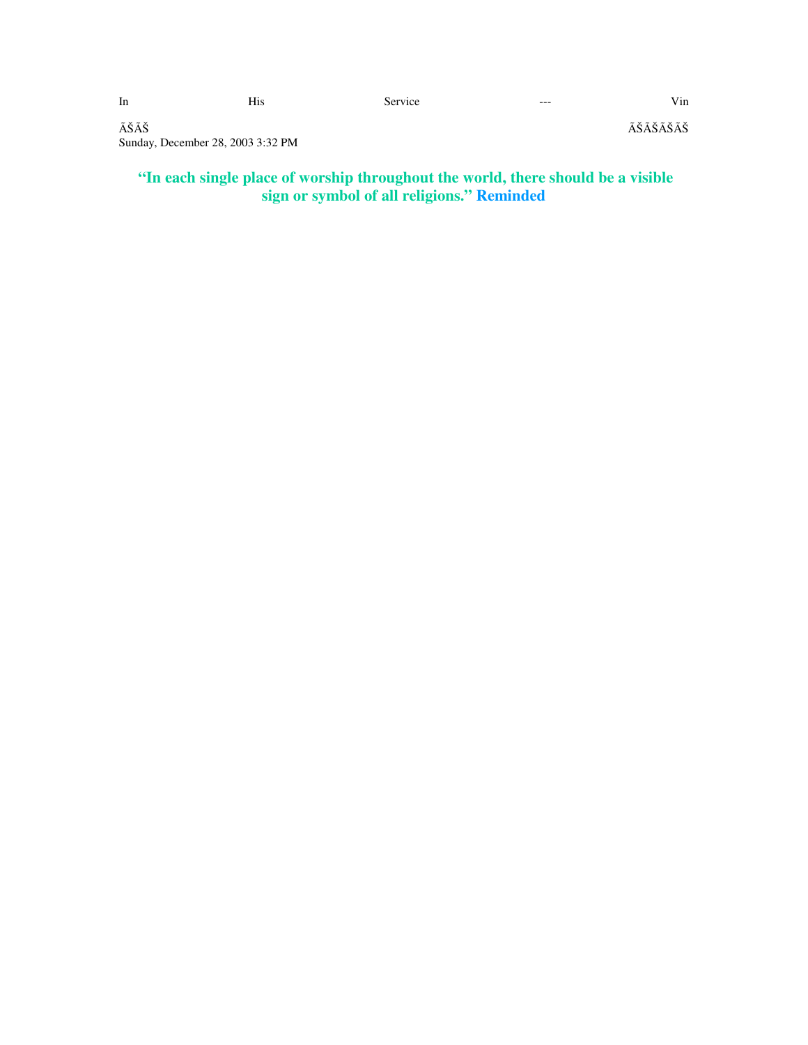In His Service --- Vin

ÃŠÃŠ ÃŠÃŠÃŠÃŠÃŠ
Sunday, December 28, 2003 3:32 PM

**"In each single place of worship throughout the world, there should be a visible sign or symbol of all religions." Reminded**